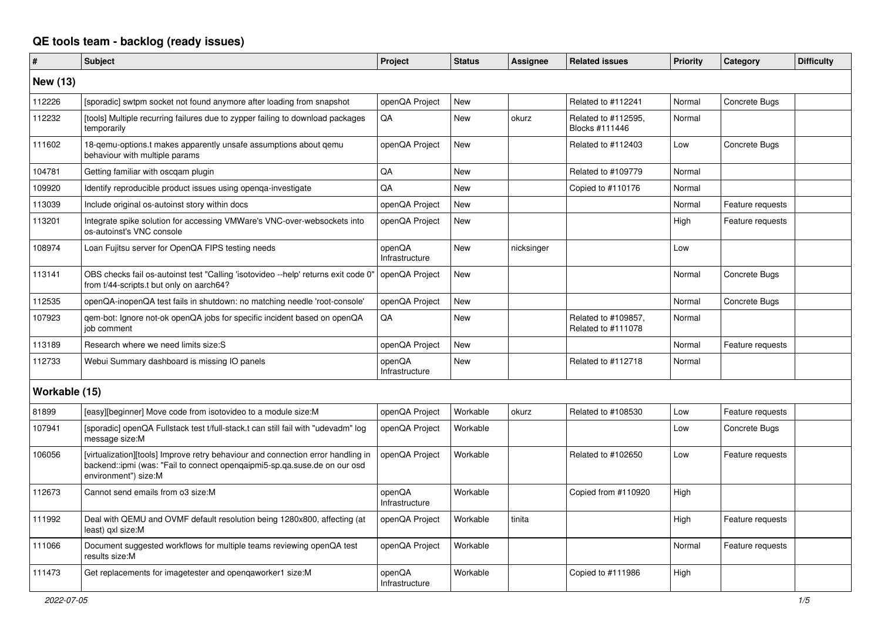# QE tools team - backlog (ready issues)

| # | Subject | Project | Status | Assignee | Related issues | Priority | Category | Difficulty |
|---|---|---|---|---|---|---|---|---|
| **New (13)** | | | | | | | | |
| 112226 | [sporadic] swtpm socket not found anymore after loading from snapshot | openQA Project | New | | Related to #112241 | Normal | Concrete Bugs | |
| 112232 | [tools] Multiple recurring failures due to zypper failing to download packages temporarily | QA | New | okurz | Related to #112595, Blocks #111446 | Normal | | |
| 111602 | 18-qemu-options.t makes apparently unsafe assumptions about qemu behaviour with multiple params | openQA Project | New | | Related to #112403 | Low | Concrete Bugs | |
| 104781 | Getting familiar with oscqam plugin | QA | New | | Related to #109779 | Normal | | |
| 109920 | Identify reproducible product issues using openqa-investigate | QA | New | | Copied to #110176 | Normal | | |
| 113039 | Include original os-autoinst story within docs | openQA Project | New | | | Normal | Feature requests | |
| 113201 | Integrate spike solution for accessing VMWare's VNC-over-websockets into os-autoinst's VNC console | openQA Project | New | | | High | Feature requests | |
| 108974 | Loan Fujitsu server for OpenQA FIPS testing needs | openQA Infrastructure | New | nicksinger | | Low | | |
| 113141 | OBS checks fail os-autoinst test "Calling 'isotovideo --help' returns exit code 0" from t/44-scripts.t but only on aarch64? | openQA Project | New | | | Normal | Concrete Bugs | |
| 112535 | openQA-inopenQA test fails in shutdown: no matching needle 'root-console' | openQA Project | New | | | Normal | Concrete Bugs | |
| 107923 | qem-bot: Ignore not-ok openQA jobs for specific incident based on openQA job comment | QA | New | | Related to #109857, Related to #111078 | Normal | | |
| 113189 | Research where we need limits size:S | openQA Project | New | | | Normal | Feature requests | |
| 112733 | Webui Summary dashboard is missing IO panels | openQA Infrastructure | New | | Related to #112718 | Normal | | |
| **Workable (15)** | | | | | | | | |
| 81899 | [easy][beginner] Move code from isotovideo to a module size:M | openQA Project | Workable | okurz | Related to #108530 | Low | Feature requests | |
| 107941 | [sporadic] openQA Fullstack test t/full-stack.t can still fail with "udevadm" log message size:M | openQA Project | Workable | | | Low | Concrete Bugs | |
| 106056 | [virtualization][tools] Improve retry behaviour and connection error handling in backend::ipmi (was: "Fail to connect openqaipmi5-sp.qa.suse.de on our osd environment") size:M | openQA Project | Workable | | Related to #102650 | Low | Feature requests | |
| 112673 | Cannot send emails from o3 size:M | openQA Infrastructure | Workable | | Copied from #110920 | High | | |
| 111992 | Deal with QEMU and OVMF default resolution being 1280x800, affecting (at least) qxl size:M | openQA Project | Workable | tinita | | High | Feature requests | |
| 111066 | Document suggested workflows for multiple teams reviewing openQA test results size:M | openQA Project | Workable | | | Normal | Feature requests | |
| 111473 | Get replacements for imagetester and openqaworker1 size:M | openQA Infrastructure | Workable | | Copied to #111986 | High | | |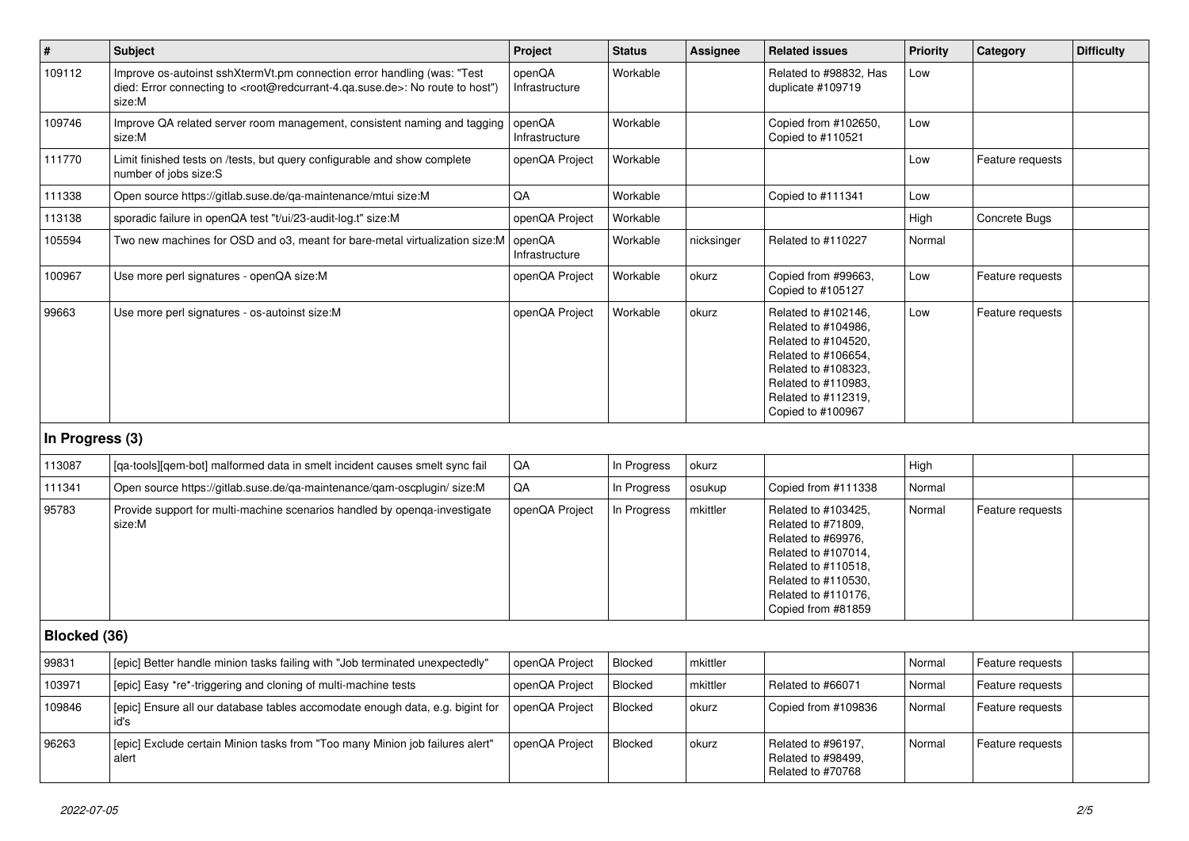| # | Subject | Project | Status | Assignee | Related issues | Priority | Category | Difficulty |
|---|---|---|---|---|---|---|---|---|
| 109112 | Improve os-autoinst sshXtermVt.pm connection error handling (was: "Test died: Error connecting to <root@redcurrant-4.qa.suse.de>: No route to host") size:M | openQA Infrastructure | Workable | | Related to #98832, Has duplicate #109719 | Low | | |
| 109746 | Improve QA related server room management, consistent naming and tagging size:M | openQA Infrastructure | Workable | | Copied from #102650, Copied to #110521 | Low | | |
| 111770 | Limit finished tests on /tests, but query configurable and show complete number of jobs size:S | openQA Project | Workable | | | Low | Feature requests | |
| 111338 | Open source https://gitlab.suse.de/qa-maintenance/mtui size:M | QA | Workable | | Copied to #111341 | Low | | |
| 113138 | sporadic failure in openQA test "t/ui/23-audit-log.t" size:M | openQA Project | Workable | | | High | Concrete Bugs | |
| 105594 | Two new machines for OSD and o3, meant for bare-metal virtualization size:M | openQA Infrastructure | Workable | nicksinger | Related to #110227 | Normal | | |
| 100967 | Use more perl signatures - openQA size:M | openQA Project | Workable | okurz | Copied from #99663, Copied to #105127 | Low | Feature requests | |
| 99663 | Use more perl signatures - os-autoinst size:M | openQA Project | Workable | okurz | Related to #102146, Related to #104986, Related to #104520, Related to #106654, Related to #108323, Related to #110983, Related to #112319, Copied to #100967 | Low | Feature requests | |
| **In Progress (3)** | | | | | | | | |
| 113087 | [qa-tools][qem-bot] malformed data in smelt incident causes smelt sync fail | QA | In Progress | okurz | | High | | |
| 111341 | Open source https://gitlab.suse.de/qa-maintenance/qam-oscplugin/ size:M | QA | In Progress | osukup | Copied from #111338 | Normal | | |
| 95783 | Provide support for multi-machine scenarios handled by openqa-investigate size:M | openQA Project | In Progress | mkittler | Related to #103425, Related to #71809, Related to #69976, Related to #107014, Related to #110518, Related to #110530, Related to #110176, Copied from #81859 | Normal | Feature requests | |
| **Blocked (36)** | | | | | | | | |
| 99831 | [epic] Better handle minion tasks failing with "Job terminated unexpectedly" | openQA Project | Blocked | mkittler | | Normal | Feature requests | |
| 103971 | [epic] Easy *re*-triggering and cloning of multi-machine tests | openQA Project | Blocked | mkittler | Related to #66071 | Normal | Feature requests | |
| 109846 | [epic] Ensure all our database tables accomodate enough data, e.g. bigint for id's | openQA Project | Blocked | okurz | Copied from #109836 | Normal | Feature requests | |
| 96263 | [epic] Exclude certain Minion tasks from "Too many Minion job failures alert" alert | openQA Project | Blocked | okurz | Related to #96197, Related to #98499, Related to #70768 | Normal | Feature requests | |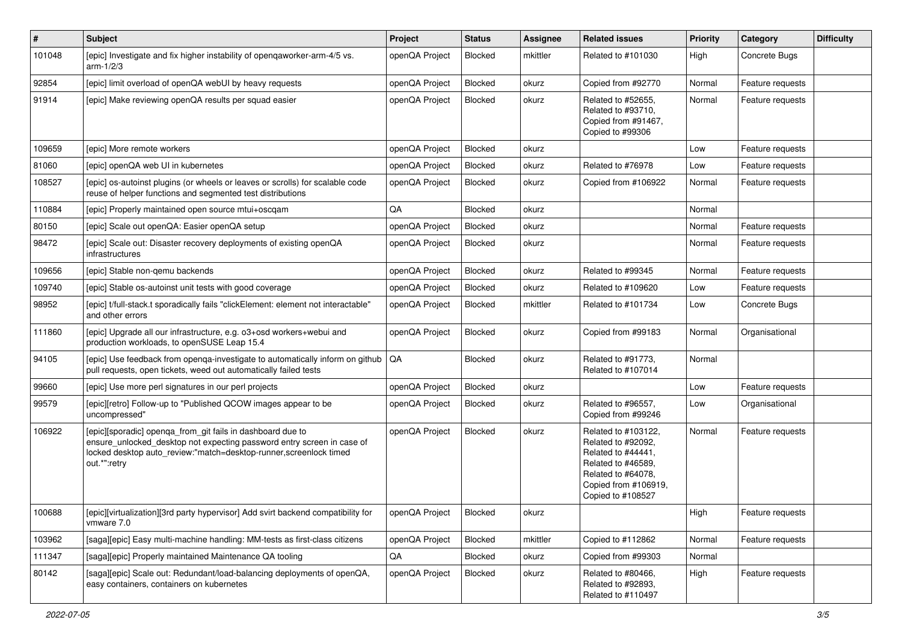| # | Subject | Project | Status | Assignee | Related issues | Priority | Category | Difficulty |
|---|---|---|---|---|---|---|---|---|
| 101048 | [epic] Investigate and fix higher instability of openqaworker-arm-4/5 vs. arm-1/2/3 | openQA Project | Blocked | mkittler | Related to #101030 | High | Concrete Bugs | |
| 92854 | [epic] limit overload of openQA webUI by heavy requests | openQA Project | Blocked | okurz | Copied from #92770 | Normal | Feature requests | |
| 91914 | [epic] Make reviewing openQA results per squad easier | openQA Project | Blocked | okurz | Related to #52655, Related to #93710, Copied from #91467, Copied to #99306 | Normal | Feature requests | |
| 109659 | [epic] More remote workers | openQA Project | Blocked | okurz | | Low | Feature requests | |
| 81060 | [epic] openQA web UI in kubernetes | openQA Project | Blocked | okurz | Related to #76978 | Low | Feature requests | |
| 108527 | [epic] os-autoinst plugins (or wheels or leaves or scrolls) for scalable code reuse of helper functions and segmented test distributions | openQA Project | Blocked | okurz | Copied from #106922 | Normal | Feature requests | |
| 110884 | [epic] Properly maintained open source mtui+oscqam | QA | Blocked | okurz | | Normal | | |
| 80150 | [epic] Scale out openQA: Easier openQA setup | openQA Project | Blocked | okurz | | Normal | Feature requests | |
| 98472 | [epic] Scale out: Disaster recovery deployments of existing openQA infrastructures | openQA Project | Blocked | okurz | | Normal | Feature requests | |
| 109656 | [epic] Stable non-qemu backends | openQA Project | Blocked | okurz | Related to #99345 | Normal | Feature requests | |
| 109740 | [epic] Stable os-autoinst unit tests with good coverage | openQA Project | Blocked | okurz | Related to #109620 | Low | Feature requests | |
| 98952 | [epic] t/full-stack.t sporadically fails "clickElement: element not interactable" and other errors | openQA Project | Blocked | mkittler | Related to #101734 | Low | Concrete Bugs | |
| 111860 | [epic] Upgrade all our infrastructure, e.g. o3+osd workers+webui and production workloads, to openSUSE Leap 15.4 | openQA Project | Blocked | okurz | Copied from #99183 | Normal | Organisational | |
| 94105 | [epic] Use feedback from openqa-investigate to automatically inform on github pull requests, open tickets, weed out automatically failed tests | QA | Blocked | okurz | Related to #91773, Related to #107014 | Normal | | |
| 99660 | [epic] Use more perl signatures in our perl projects | openQA Project | Blocked | okurz | | Low | Feature requests | |
| 99579 | [epic][retro] Follow-up to "Published QCOW images appear to be uncompressed" | openQA Project | Blocked | okurz | Related to #96557, Copied from #99246 | Low | Organisational | |
| 106922 | [epic][sporadic] openqa_from_git fails in dashboard due to ensure_unlocked_desktop not expecting password entry screen in case of locked desktop auto_review:"match=desktop-runner,screenlock timed out.*":retry | openQA Project | Blocked | okurz | Related to #103122, Related to #92092, Related to #44441, Related to #46589, Related to #64078, Copied from #106919, Copied to #108527 | Normal | Feature requests | |
| 100688 | [epic][virtualization][3rd party hypervisor] Add svirt backend compatibility for vmware 7.0 | openQA Project | Blocked | okurz | | High | Feature requests | |
| 103962 | [saga][epic] Easy multi-machine handling: MM-tests as first-class citizens | openQA Project | Blocked | mkittler | Copied to #112862 | Normal | Feature requests | |
| 111347 | [saga][epic] Properly maintained Maintenance QA tooling | QA | Blocked | okurz | Copied from #99303 | Normal | | |
| 80142 | [saga][epic] Scale out: Redundant/load-balancing deployments of openQA, easy containers, containers on kubernetes | openQA Project | Blocked | okurz | Related to #80466, Related to #92893, Related to #110497 | High | Feature requests | |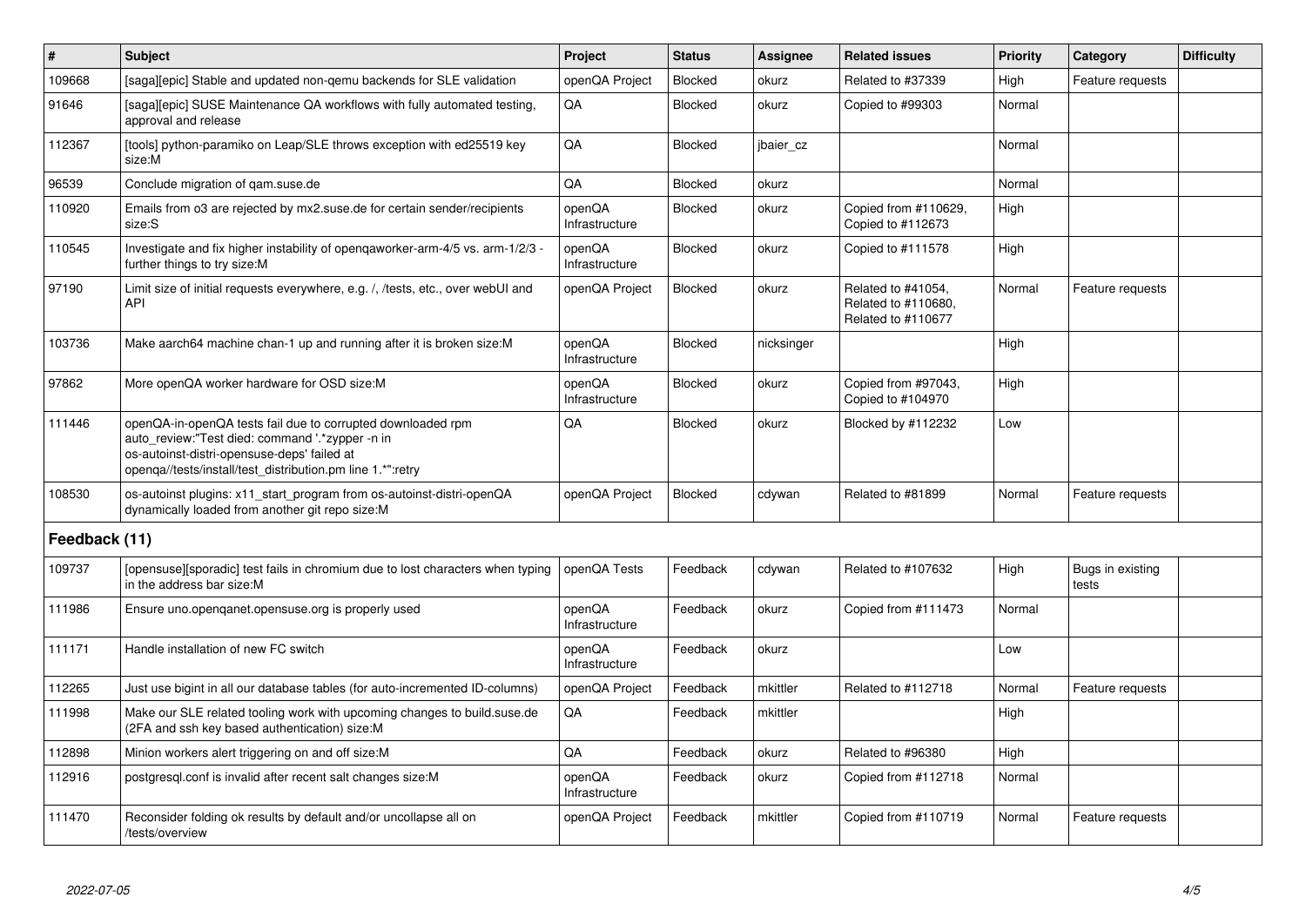| # | Subject | Project | Status | Assignee | Related issues | Priority | Category | Difficulty |
|---|---|---|---|---|---|---|---|---|
| 109668 | [saga][epic] Stable and updated non-qemu backends for SLE validation | openQA Project | Blocked | okurz | Related to #37339 | High | Feature requests | |
| 91646 | [saga][epic] SUSE Maintenance QA workflows with fully automated testing, approval and release | QA | Blocked | okurz | Copied to #99303 | Normal | | |
| 112367 | [tools] python-paramiko on Leap/SLE throws exception with ed25519 key size:M | QA | Blocked | jbaier_cz | | Normal | | |
| 96539 | Conclude migration of qam.suse.de | QA | Blocked | okurz | | Normal | | |
| 110920 | Emails from o3 are rejected by mx2.suse.de for certain sender/recipients size:S | openQA Infrastructure | Blocked | okurz | Copied from #110629, Copied to #112673 | High | | |
| 110545 | Investigate and fix higher instability of openqaworker-arm-4/5 vs. arm-1/2/3 - further things to try size:M | openQA Infrastructure | Blocked | okurz | Copied to #111578 | High | | |
| 97190 | Limit size of initial requests everywhere, e.g. /, /tests, etc., over webUI and API | openQA Project | Blocked | okurz | Related to #41054, Related to #110680, Related to #110677 | Normal | Feature requests | |
| 103736 | Make aarch64 machine chan-1 up and running after it is broken size:M | openQA Infrastructure | Blocked | nicksinger | | High | | |
| 97862 | More openQA worker hardware for OSD size:M | openQA Infrastructure | Blocked | okurz | Copied from #97043, Copied to #104970 | High | | |
| 111446 | openQA-in-openQA tests fail due to corrupted downloaded rpm auto_review:"Test died: command '.*zypper -n in os-autoinst-distri-opensuse-deps' failed at openqa//tests/install/test_distribution.pm line 1.*":retry | QA | Blocked | okurz | Blocked by #112232 | Low | | |
| 108530 | os-autoinst plugins: x11_start_program from os-autoinst-distri-openQA dynamically loaded from another git repo size:M | openQA Project | Blocked | cdywan | Related to #81899 | Normal | Feature requests | |
| **Feedback (11)** | | | | | | | | |
| 109737 | [opensuse][sporadic] test fails in chromium due to lost characters when typing in the address bar size:M | openQA Tests | Feedback | cdywan | Related to #107632 | High | Bugs in existing tests | |
| 111986 | Ensure uno.openqanet.opensuse.org is properly used | openQA Infrastructure | Feedback | okurz | Copied from #111473 | Normal | | |
| 111171 | Handle installation of new FC switch | openQA Infrastructure | Feedback | okurz | | Low | | |
| 112265 | Just use bigint in all our database tables (for auto-incremented ID-columns) | openQA Project | Feedback | mkittler | Related to #112718 | Normal | Feature requests | |
| 111998 | Make our SLE related tooling work with upcoming changes to build.suse.de (2FA and ssh key based authentication) size:M | QA | Feedback | mkittler | | High | | |
| 112898 | Minion workers alert triggering on and off size:M | QA | Feedback | okurz | Related to #96380 | High | | |
| 112916 | postgresql.conf is invalid after recent salt changes size:M | openQA Infrastructure | Feedback | okurz | Copied from #112718 | Normal | | |
| 111470 | Reconsider folding ok results by default and/or uncollapse all on /tests/overview | openQA Project | Feedback | mkittler | Copied from #110719 | Normal | Feature requests | |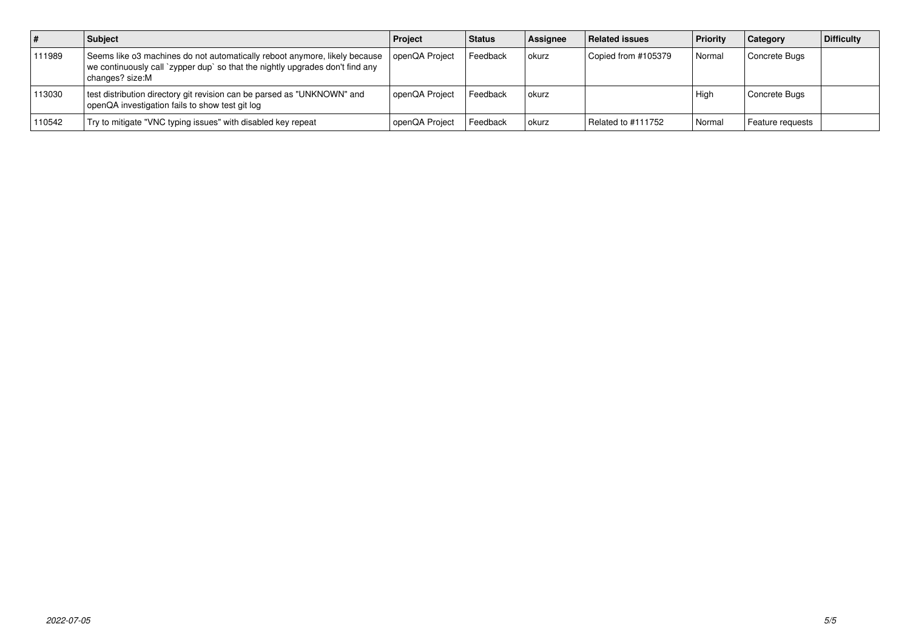| # | Subject | Project | Status | Assignee | Related issues | Priority | Category | Difficulty |
|---|---|---|---|---|---|---|---|---|
| 111989 | Seems like o3 machines do not automatically reboot anymore, likely because we continuously call `zypper dup` so that the nightly upgrades don't find any changes? size:M | openQA Project | Feedback | okurz | Copied from #105379 | Normal | Concrete Bugs | |
| 113030 | test distribution directory git revision can be parsed as "UNKNOWN" and openQA investigation fails to show test git log | openQA Project | Feedback | okurz | | High | Concrete Bugs | |
| 110542 | Try to mitigate "VNC typing issues" with disabled key repeat | openQA Project | Feedback | okurz | Related to #111752 | Normal | Feature requests | |

*2022-07-05*